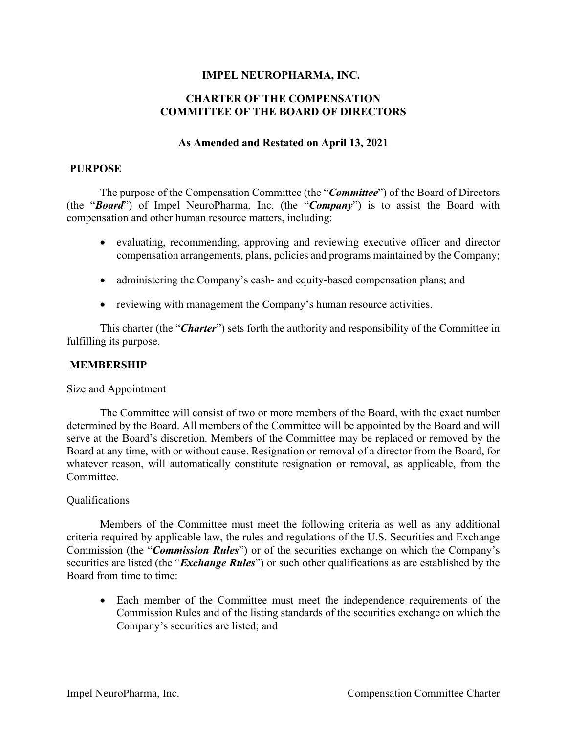# IMPEL NEUROPHARMA, INC.

## CHARTER OF THE COMPENSATION COMMITTEE OF THE BOARD OF DIRECTORS

### As Amended and Restated on April 13, 2021

## PURPOSE

The purpose of the Compensation Committee (the "***Committee***") of the Board of Directors (the "***Board***") of Impel NeuroPharma, Inc. (the "***Company***") is to assist the Board with compensation and other human resource matters, including:

- evaluating, recommending, approving and reviewing executive officer and director compensation arrangements, plans, policies and programs maintained by the Company;
- administering the Company's cash- and equity-based compensation plans; and
- reviewing with management the Company's human resource activities.

This charter (the "***Charter***") sets forth the authority and responsibility of the Committee in fulfilling its purpose.

## MEMBERSHIP

Size and Appointment

The Committee will consist of two or more members of the Board, with the exact number determined by the Board. All members of the Committee will be appointed by the Board and will serve at the Board's discretion. Members of the Committee may be replaced or removed by the Board at any time, with or without cause. Resignation or removal of a director from the Board, for whatever reason, will automatically constitute resignation or removal, as applicable, from the Committee.

Qualifications

Members of the Committee must meet the following criteria as well as any additional criteria required by applicable law, the rules and regulations of the U.S. Securities and Exchange Commission (the "***Commission Rules***") or of the securities exchange on which the Company's securities are listed (the "***Exchange Rules***") or such other qualifications as are established by the Board from time to time:

- Each member of the Committee must meet the independence requirements of the Commission Rules and of the listing standards of the securities exchange on which the Company's securities are listed; and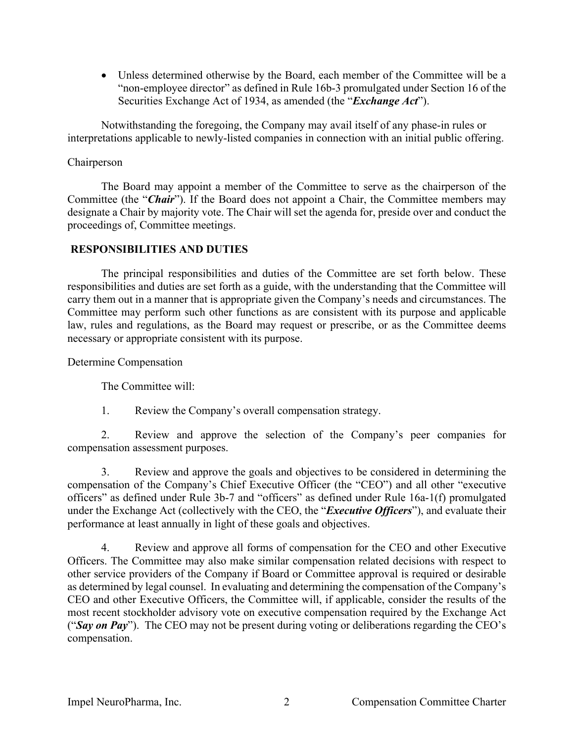- Unless determined otherwise by the Board, each member of the Committee will be a "non-employee director" as defined in Rule 16b-3 promulgated under Section 16 of the Securities Exchange Act of 1934, as amended (the "***Exchange Act***").

Notwithstanding the foregoing, the Company may avail itself of any phase-in rules or interpretations applicable to newly-listed companies in connection with an initial public offering.

Chairperson

The Board may appoint a member of the Committee to serve as the chairperson of the Committee (the "***Chair***"). If the Board does not appoint a Chair, the Committee members may designate a Chair by majority vote. The Chair will set the agenda for, preside over and conduct the proceedings of, Committee meetings.

## RESPONSIBILITIES AND DUTIES

The principal responsibilities and duties of the Committee are set forth below. These responsibilities and duties are set forth as a guide, with the understanding that the Committee will carry them out in a manner that is appropriate given the Company's needs and circumstances. The Committee may perform such other functions as are consistent with its purpose and applicable law, rules and regulations, as the Board may request or prescribe, or as the Committee deems necessary or appropriate consistent with its purpose.

Determine Compensation

The Committee will:

1. Review the Company's overall compensation strategy.

2. Review and approve the selection of the Company's peer companies for compensation assessment purposes.

3. Review and approve the goals and objectives to be considered in determining the compensation of the Company's Chief Executive Officer (the "CEO") and all other "executive officers" as defined under Rule 3b-7 and "officers" as defined under Rule 16a-1(f) promulgated under the Exchange Act (collectively with the CEO, the "***Executive Officers***"), and evaluate their performance at least annually in light of these goals and objectives.

4. Review and approve all forms of compensation for the CEO and other Executive Officers. The Committee may also make similar compensation related decisions with respect to other service providers of the Company if Board or Committee approval is required or desirable as determined by legal counsel. In evaluating and determining the compensation of the Company's CEO and other Executive Officers, the Committee will, if applicable, consider the results of the most recent stockholder advisory vote on executive compensation required by the Exchange Act ("***Say on Pay***"). The CEO may not be present during voting or deliberations regarding the CEO's compensation.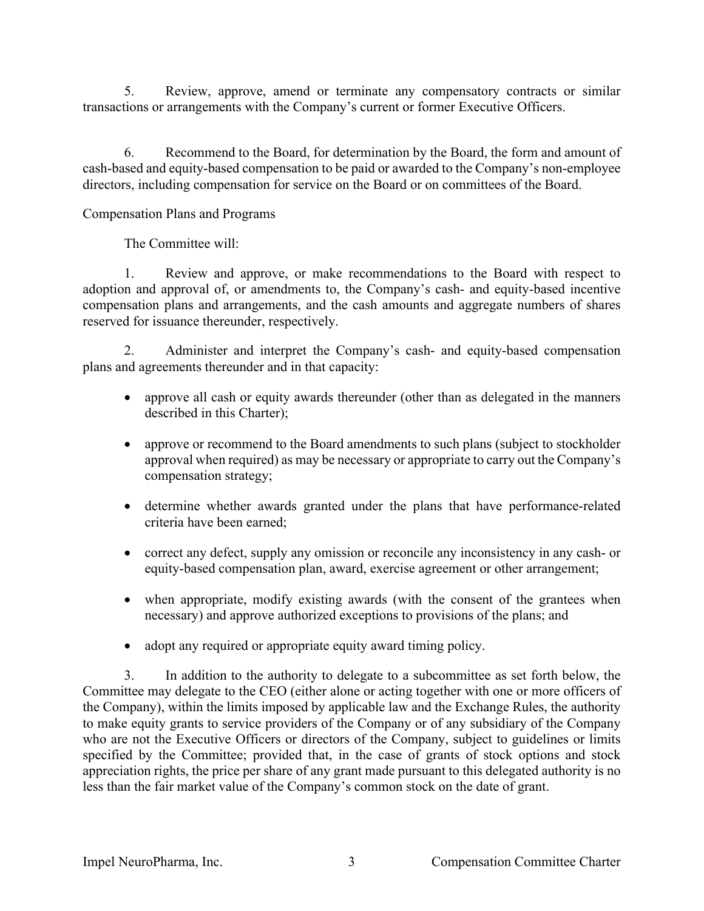5. Review, approve, amend or terminate any compensatory contracts or similar transactions or arrangements with the Company's current or former Executive Officers.

6. Recommend to the Board, for determination by the Board, the form and amount of cash-based and equity-based compensation to be paid or awarded to the Company's non-employee directors, including compensation for service on the Board or on committees of the Board.

Compensation Plans and Programs

The Committee will:

1. Review and approve, or make recommendations to the Board with respect to adoption and approval of, or amendments to, the Company's cash- and equity-based incentive compensation plans and arrangements, and the cash amounts and aggregate numbers of shares reserved for issuance thereunder, respectively.

2. Administer and interpret the Company's cash- and equity-based compensation plans and agreements thereunder and in that capacity:

- approve all cash or equity awards thereunder (other than as delegated in the manners described in this Charter);
- approve or recommend to the Board amendments to such plans (subject to stockholder approval when required) as may be necessary or appropriate to carry out the Company's compensation strategy;
- determine whether awards granted under the plans that have performance-related criteria have been earned;
- correct any defect, supply any omission or reconcile any inconsistency in any cash- or equity-based compensation plan, award, exercise agreement or other arrangement;
- when appropriate, modify existing awards (with the consent of the grantees when necessary) and approve authorized exceptions to provisions of the plans; and
- adopt any required or appropriate equity award timing policy.

3. In addition to the authority to delegate to a subcommittee as set forth below, the Committee may delegate to the CEO (either alone or acting together with one or more officers of the Company), within the limits imposed by applicable law and the Exchange Rules, the authority to make equity grants to service providers of the Company or of any subsidiary of the Company who are not the Executive Officers or directors of the Company, subject to guidelines or limits specified by the Committee; provided that, in the case of grants of stock options and stock appreciation rights, the price per share of any grant made pursuant to this delegated authority is no less than the fair market value of the Company's common stock on the date of grant.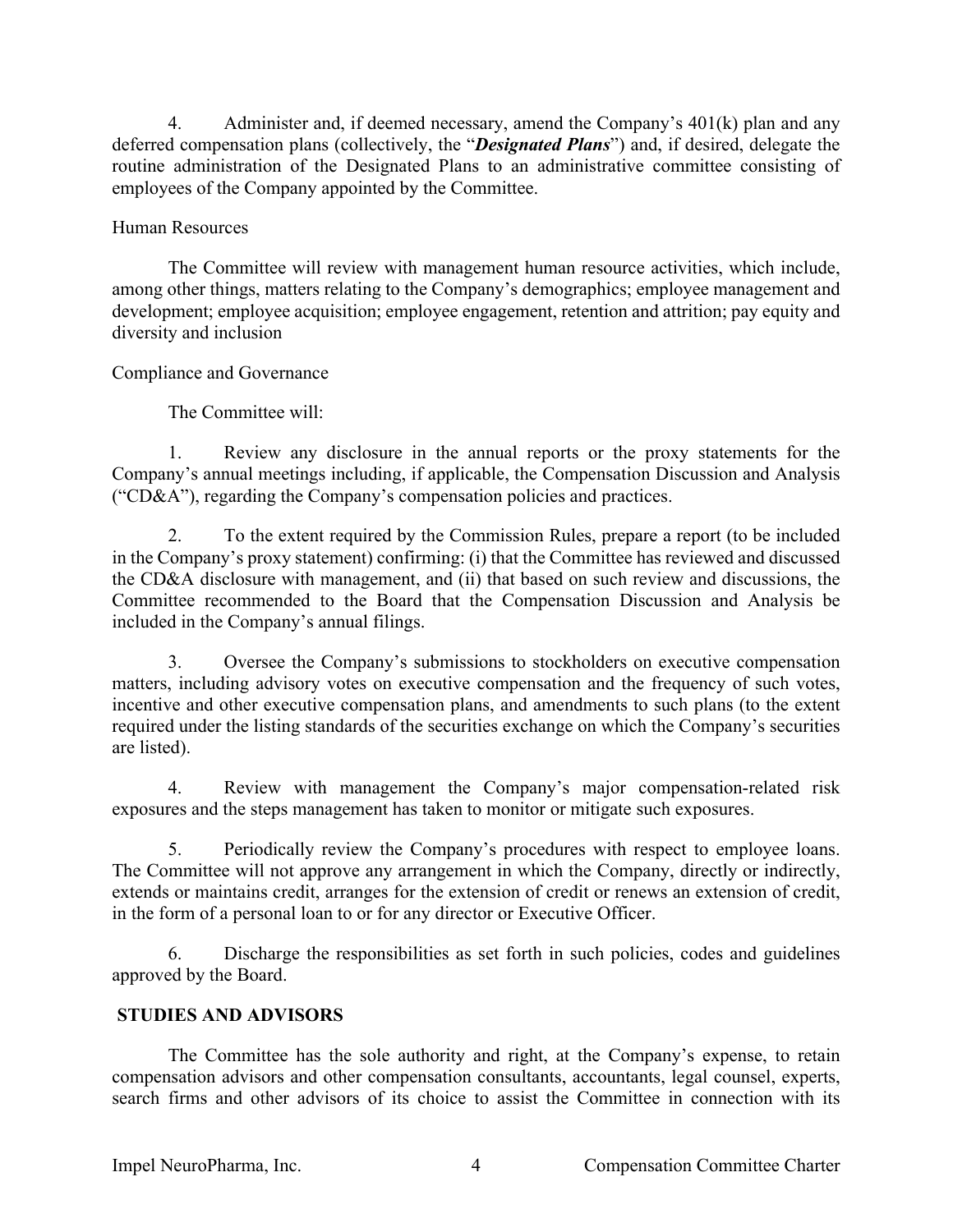4. Administer and, if deemed necessary, amend the Company's 401(k) plan and any deferred compensation plans (collectively, the "***Designated Plans***") and, if desired, delegate the routine administration of the Designated Plans to an administrative committee consisting of employees of the Company appointed by the Committee.

Human Resources

The Committee will review with management human resource activities, which include, among other things, matters relating to the Company's demographics; employee management and development; employee acquisition; employee engagement, retention and attrition; pay equity and diversity and inclusion

Compliance and Governance

The Committee will:

1. Review any disclosure in the annual reports or the proxy statements for the Company's annual meetings including, if applicable, the Compensation Discussion and Analysis ("CD&A"), regarding the Company's compensation policies and practices.

2. To the extent required by the Commission Rules, prepare a report (to be included in the Company's proxy statement) confirming: (i) that the Committee has reviewed and discussed the CD&A disclosure with management, and (ii) that based on such review and discussions, the Committee recommended to the Board that the Compensation Discussion and Analysis be included in the Company's annual filings.

3. Oversee the Company's submissions to stockholders on executive compensation matters, including advisory votes on executive compensation and the frequency of such votes, incentive and other executive compensation plans, and amendments to such plans (to the extent required under the listing standards of the securities exchange on which the Company's securities are listed).

4. Review with management the Company's major compensation-related risk exposures and the steps management has taken to monitor or mitigate such exposures.

5. Periodically review the Company's procedures with respect to employee loans. The Committee will not approve any arrangement in which the Company, directly or indirectly, extends or maintains credit, arranges for the extension of credit or renews an extension of credit, in the form of a personal loan to or for any director or Executive Officer.

6. Discharge the responsibilities as set forth in such policies, codes and guidelines approved by the Board.

**STUDIES AND ADVISORS**

The Committee has the sole authority and right, at the Company's expense, to retain compensation advisors and other compensation consultants, accountants, legal counsel, experts, search firms and other advisors of its choice to assist the Committee in connection with its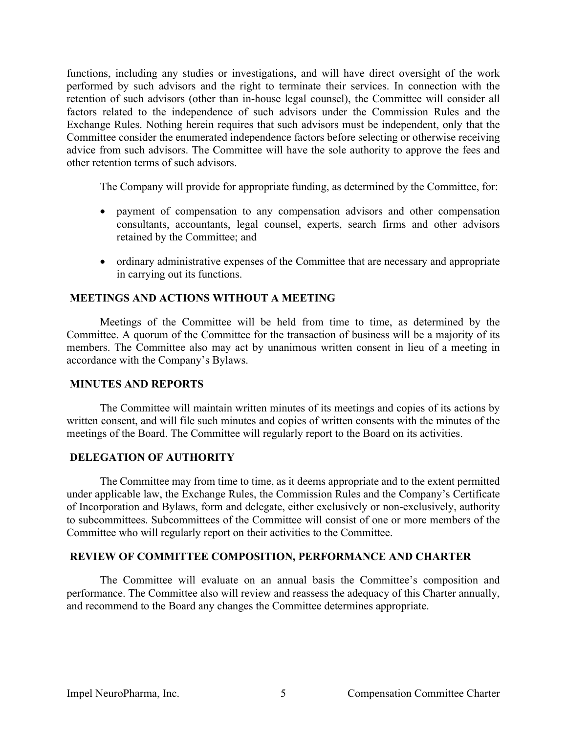functions, including any studies or investigations, and will have direct oversight of the work performed by such advisors and the right to terminate their services. In connection with the retention of such advisors (other than in-house legal counsel), the Committee will consider all factors related to the independence of such advisors under the Commission Rules and the Exchange Rules. Nothing herein requires that such advisors must be independent, only that the Committee consider the enumerated independence factors before selecting or otherwise receiving advice from such advisors. The Committee will have the sole authority to approve the fees and other retention terms of such advisors.

The Company will provide for appropriate funding, as determined by the Committee, for:

- payment of compensation to any compensation advisors and other compensation consultants, accountants, legal counsel, experts, search firms and other advisors retained by the Committee; and
- ordinary administrative expenses of the Committee that are necessary and appropriate in carrying out its functions.

## MEETINGS AND ACTIONS WITHOUT A MEETING

Meetings of the Committee will be held from time to time, as determined by the Committee. A quorum of the Committee for the transaction of business will be a majority of its members. The Committee also may act by unanimous written consent in lieu of a meeting in accordance with the Company's Bylaws.

## MINUTES AND REPORTS

The Committee will maintain written minutes of its meetings and copies of its actions by written consent, and will file such minutes and copies of written consents with the minutes of the meetings of the Board. The Committee will regularly report to the Board on its activities.

## DELEGATION OF AUTHORITY

The Committee may from time to time, as it deems appropriate and to the extent permitted under applicable law, the Exchange Rules, the Commission Rules and the Company's Certificate of Incorporation and Bylaws, form and delegate, either exclusively or non-exclusively, authority to subcommittees. Subcommittees of the Committee will consist of one or more members of the Committee who will regularly report on their activities to the Committee.

## REVIEW OF COMMITTEE COMPOSITION, PERFORMANCE AND CHARTER

The Committee will evaluate on an annual basis the Committee's composition and performance. The Committee also will review and reassess the adequacy of this Charter annually, and recommend to the Board any changes the Committee determines appropriate.